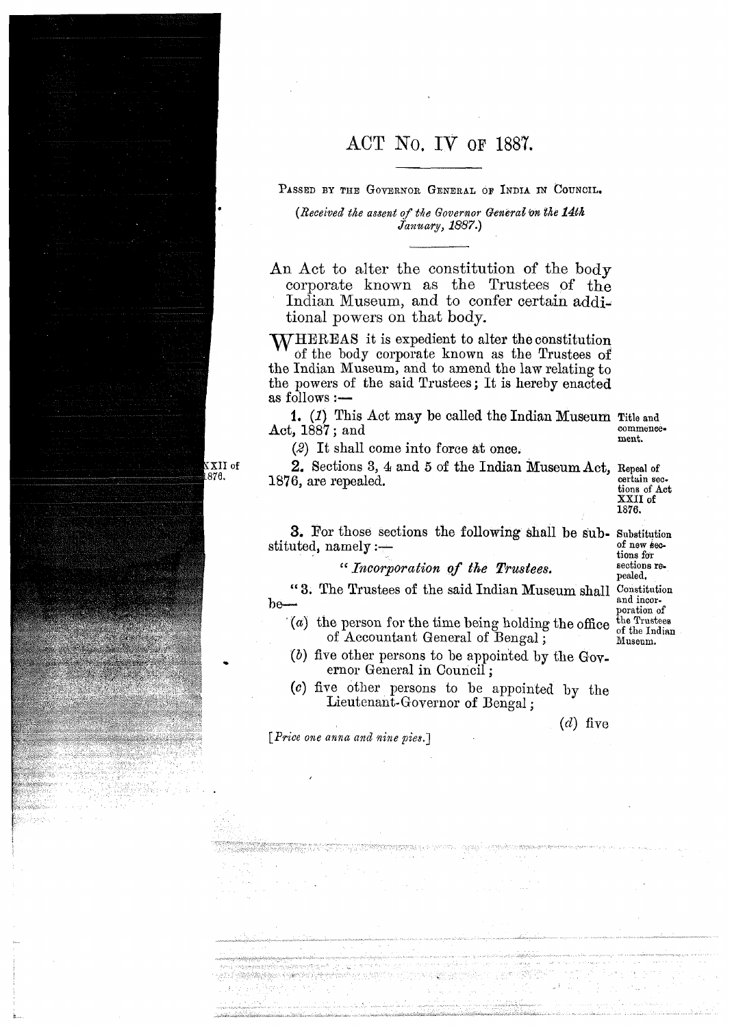# ACT No. IV OF 1887.

PASSED BY THE GOVERNOR GENERAL OF INDIA IN COUNCIL.

*(Received the assent of the Governor General on the 14th January, 1887.)*

An Act to alter the constitution of the body corporate known as the Trustees of the Indian Museum, and to confer certain additional powers on that body.

WHEREAS it is expedient to alter the constitution of the body corporate known as the Trustees of the Indian Museum, and to amend the law relating to the powers of the said Trustees; It is hereby enacted as follows:—

**Title and commencement.**

**1.** *(1)* This Act may be called the Indian Museum Act, 1887; and

*(2)* It shall come into force at once.

**Repeal of certain sections of Act XXII of 1876.**

XXII of 1876.

**2.** Sections 3, 4 and 5 of the Indian Museum Act, 1876, are repealed.

**Substitution of new sections for sections repealed.**

**3.** For those sections the following shall be substituted, namely:—

"*Incorporation of the Trustees.*

**Constitution and incorporation of the Trustees of the Indian Museum.**

"3. The Trustees of the said Indian Museum shall be—

*(a)* the person for the time being holding the office of Accountant General of Bengal;

*(b)* five other persons to be appointed by the Governor General in Council;

*(c)* five other persons to be appointed by the Lieutenant-Governor of Bengal;

*(d)* five

*[Price one anna and nine pies.]*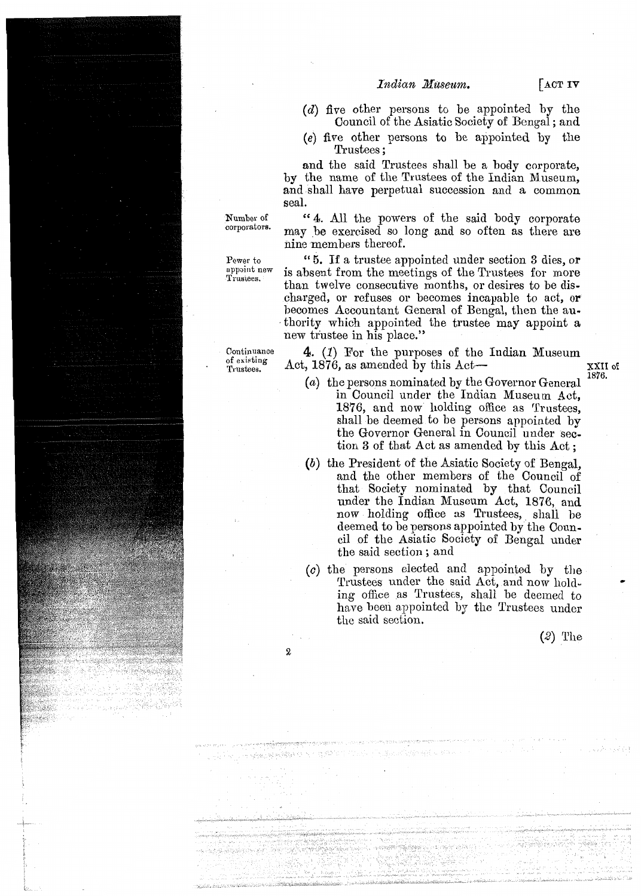(*d*) five other persons to be appointed by the Council of the Asiatic Society of Bengal; and

(*e*) five other persons to be appointed by the Trustees;

and the said Trustees shall be a body corporate, by the name of the Trustees of the Indian Museum, and shall have perpetual succession and a common seal.

Number of corporators.

"4. All the powers of the said body corporate may be exercised so long and so often as there are nine members thereof.

Power to appoint new Trustees.

"5. If a trustee appointed under section 3 dies, or is absent from the meetings of the Trustees for more than twelve consecutive months, or desires to be discharged, or refuses or becomes incapable to act, or becomes Accountant General of Bengal, then the authority which appointed the trustee may appoint a new trustee in his place."

Continuance of existing Trustees.

**4.** (*1*) For the purposes of the Indian Museum Act, 1876, as amended by this Act— XXII of 1876.

(*a*) the persons nominated by the Governor General in Council under the Indian Museum Act, 1876, and now holding office as Trustees, shall be deemed to be persons appointed by the Governor General in Council under section 3 of that Act as amended by this Act;

(*b*) the President of the Asiatic Society of Bengal, and the other members of the Council of that Society nominated by that Council under the Indian Museum Act, 1876, and now holding office as Trustees, shall be deemed to be persons appointed by the Council of the Asiatic Society of Bengal under the said section; and

(*c*) the persons elected and appointed by the Trustees under the said Act, and now holding office as Trustees, shall be deemed to have been appointed by the Trustees under the said section.

(*2*) The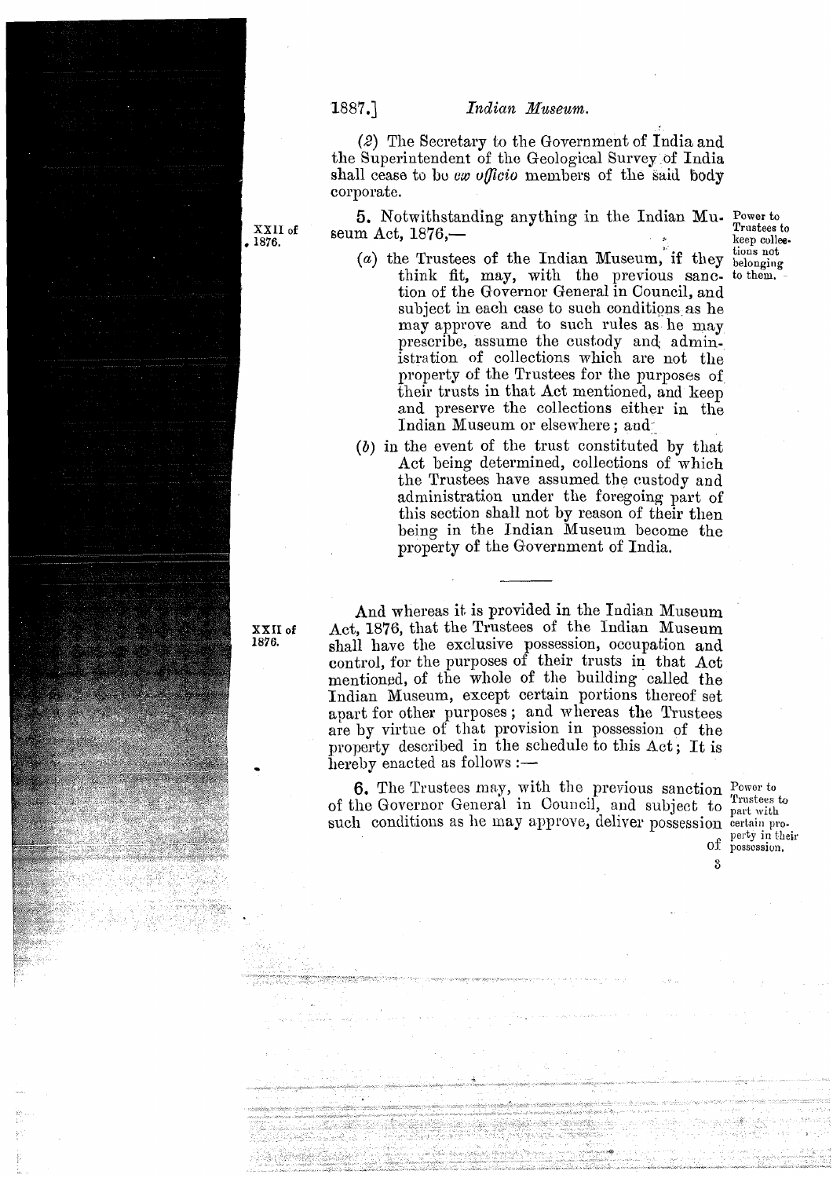(2) The Secretary to the Government of India and the Superintendent of the Geological Survey of India shall cease to be *ex officio* members of the said body corporate.

XXII of 1876.

**5.** Notwithstanding anything in the Indian Museum Act, 1876,—

*Power to Trustees to keep collections not belonging to them.*

(*a*) the Trustees of the Indian Museum, if they think fit, may, with the previous sanction of the Governor General in Council, and subject in each case to such conditions as he may approve and to such rules as he may prescribe, assume the custody and administration of collections which are not the property of the Trustees for the purposes of their trusts in that Act mentioned, and keep and preserve the collections either in the Indian Museum or elsewhere; and

(*b*) in the event of the trust constituted by that Act being determined, collections of which the Trustees have assumed the custody and administration under the foregoing part of this section shall not by reason of their then being in the Indian Museum become the property of the Government of India.

---

XXII of 1876.

And whereas it is provided in the Indian Museum Act, 1876, that the Trustees of the Indian Museum shall have the exclusive possession, occupation and control, for the purposes of their trusts in that Act mentioned, of the whole of the building called the Indian Museum, except certain portions thereof set apart for other purposes; and whereas the Trustees are by virtue of that provision in possession of the property described in the schedule to this Act; It is hereby enacted as follows:—

**6.** The Trustees may, with the previous sanction of the Governor General in Council, and subject to such conditions as he may approve, deliver possession of

*Power to Trustees to part with certain property in their possession.*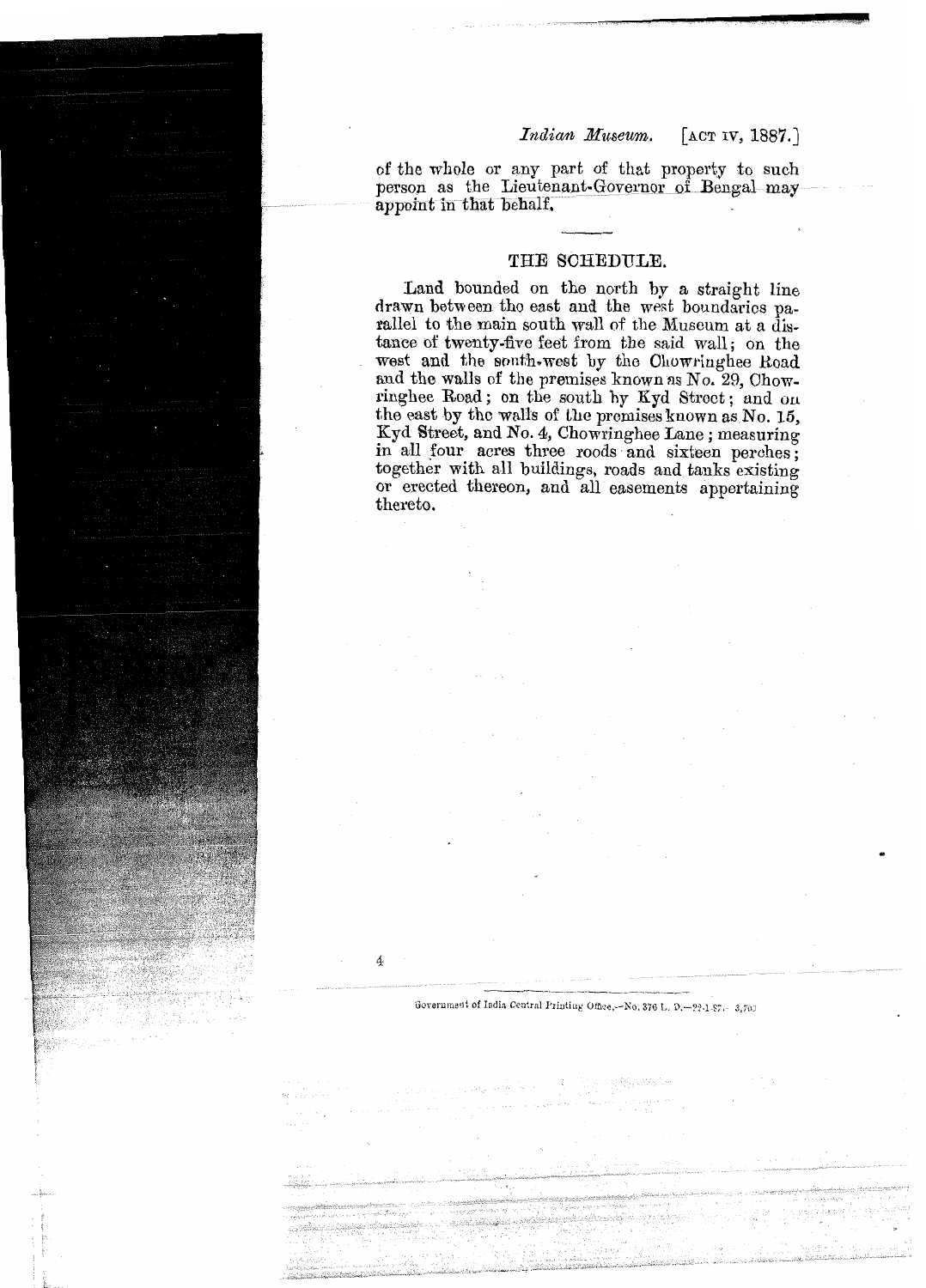of the whole or any part of that property to such person as the Lieutenant-Governor of Bengal may appoint in that behalf.

## THE SCHEDULE.

Land bounded on the north by a straight line drawn between the east and the west boundaries parallel to the main south wall of the Museum at a distance of twenty-five feet from the said wall; on the west and the south-west by the Chowringhee Road and the walls of the premises known as No. 29, Chowringhee Road; on the south by Kyd Street; and on the east by the walls of the premises known as No. 15, Kyd Street, and No. 4, Chowringhee Lane; measuring in all four acres three roods and sixteen perches; together with all buildings, roads and tanks existing or erected thereon, and all easements appertaining thereto.